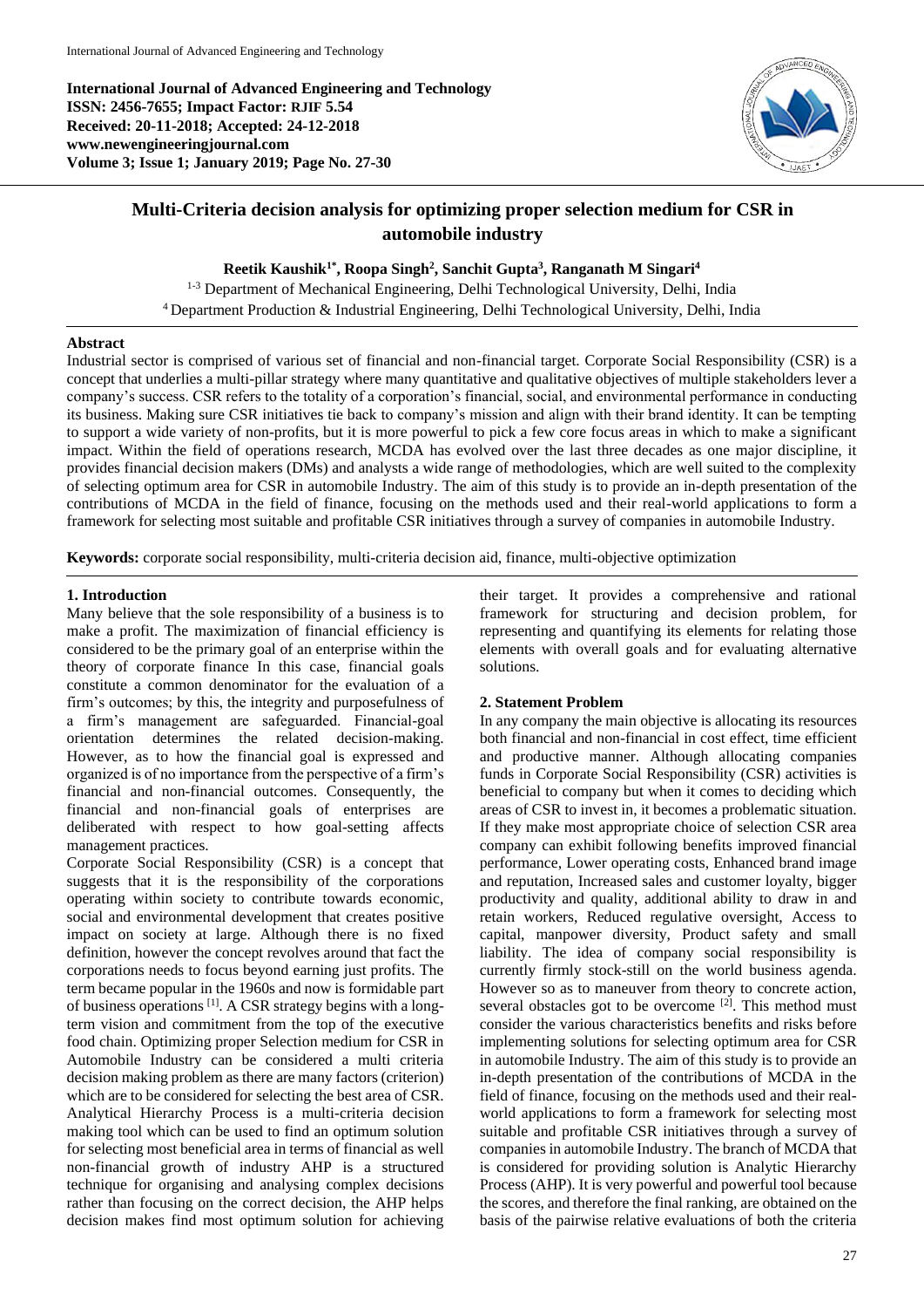**International Journal of Advanced Engineering and Technology**
**ISSN: 2456-7655; Impact Factor: RJIF 5.54**
**Received: 20-11-2018; Accepted: 24-12-2018**
**www.newengineeringjournal.com**
**Volume 3; Issue 1; January 2019; Page No. 27-30**

# Multi-Criteria decision analysis for optimizing proper selection medium for CSR in automobile industry

**Reetik Kaushik[1*], Roopa Singh[2], Sanchit Gupta[3], Ranganath M Singari[4]**

[1-3] Department of Mechanical Engineering, Delhi Technological University, Delhi, India
[4] Department Production & Industrial Engineering, Delhi Technological University, Delhi, India

## Abstract

Industrial sector is comprised of various set of financial and non-financial target. Corporate Social Responsibility (CSR) is a concept that underlies a multi-pillar strategy where many quantitative and qualitative objectives of multiple stakeholders lever a company's success. CSR refers to the totality of a corporation's financial, social, and environmental performance in conducting its business. Making sure CSR initiatives tie back to company's mission and align with their brand identity. It can be tempting to support a wide variety of non-profits, but it is more powerful to pick a few core focus areas in which to make a significant impact. Within the field of operations research, MCDA has evolved over the last three decades as one major discipline, it provides financial decision makers (DMs) and analysts a wide range of methodologies, which are well suited to the complexity of selecting optimum area for CSR in automobile Industry. The aim of this study is to provide an in-depth presentation of the contributions of MCDA in the field of finance, focusing on the methods used and their real-world applications to form a framework for selecting most suitable and profitable CSR initiatives through a survey of companies in automobile Industry.

**Keywords:** corporate social responsibility, multi-criteria decision aid, finance, multi-objective optimization

## 1. Introduction

Many believe that the sole responsibility of a business is to make a profit. The maximization of financial efficiency is considered to be the primary goal of an enterprise within the theory of corporate finance In this case, financial goals constitute a common denominator for the evaluation of a firm's outcomes; by this, the integrity and purposefulness of a firm's management are safeguarded. Financial-goal orientation determines the related decision-making. However, as to how the financial goal is expressed and organized is of no importance from the perspective of a firm's financial and non-financial outcomes. Consequently, the financial and non-financial goals of enterprises are deliberated with respect to how goal-setting affects management practices.

Corporate Social Responsibility (CSR) is a concept that suggests that it is the responsibility of the corporations operating within society to contribute towards economic, social and environmental development that creates positive impact on society at large. Although there is no fixed definition, however the concept revolves around that fact the corporations needs to focus beyond earning just profits. The term became popular in the 1960s and now is formidable part of business operations [1]. A CSR strategy begins with a long-term vision and commitment from the top of the executive food chain. Optimizing proper Selection medium for CSR in Automobile Industry can be considered a multi criteria decision making problem as there are many factors (criterion) which are to be considered for selecting the best area of CSR. Analytical Hierarchy Process is a multi-criteria decision making tool which can be used to find an optimum solution for selecting most beneficial area in terms of financial as well non-financial growth of industry AHP is a structured technique for organising and analysing complex decisions rather than focusing on the correct decision, the AHP helps decision makes find most optimum solution for achieving their target. It provides a comprehensive and rational framework for structuring and decision problem, for representing and quantifying its elements for relating those elements with overall goals and for evaluating alternative solutions.

## 2. Statement Problem

In any company the main objective is allocating its resources both financial and non-financial in cost effect, time efficient and productive manner. Although allocating companies funds in Corporate Social Responsibility (CSR) activities is beneficial to company but when it comes to deciding which areas of CSR to invest in, it becomes a problematic situation. If they make most appropriate choice of selection CSR area company can exhibit following benefits improved financial performance, Lower operating costs, Enhanced brand image and reputation, Increased sales and customer loyalty, bigger productivity and quality, additional ability to draw in and retain workers, Reduced regulative oversight, Access to capital, manpower diversity, Product safety and small liability. The idea of company social responsibility is currently firmly stock-still on the world business agenda. However so as to maneuver from theory to concrete action, several obstacles got to be overcome [2]. This method must consider the various characteristics benefits and risks before implementing solutions for selecting optimum area for CSR in automobile Industry. The aim of this study is to provide an in-depth presentation of the contributions of MCDA in the field of finance, focusing on the methods used and their real-world applications to form a framework for selecting most suitable and profitable CSR initiatives through a survey of companies in automobile Industry. The branch of MCDA that is considered for providing solution is Analytic Hierarchy Process (AHP). It is very powerful and powerful tool because the scores, and therefore the final ranking, are obtained on the basis of the pairwise relative evaluations of both the criteria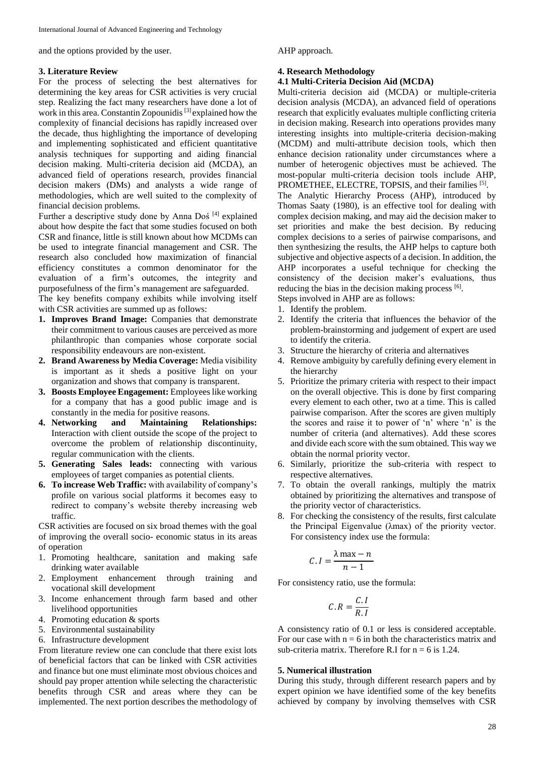and the options provided by the user.

### 3. Literature Review

For the process of selecting the best alternatives for determining the key areas for CSR activities is very crucial step. Realizing the fact many researchers have done a lot of work in this area. Constantin Zopounidis [3] explained how the complexity of financial decisions has rapidly increased over the decade, thus highlighting the importance of developing and implementing sophisticated and efficient quantitative analysis techniques for supporting and aiding financial decision making. Multi-criteria decision aid (MCDA), an advanced field of operations research, provides financial decision makers (DMs) and analysts a wide range of methodologies, which are well suited to the complexity of financial decision problems.

Further a descriptive study done by Anna Doś [4] explained about how despite the fact that some studies focused on both CSR and finance, little is still known about how MCDMs can be used to integrate financial management and CSR. The research also concluded how maximization of financial efficiency constitutes a common denominator for the evaluation of a firm's outcomes, the integrity and purposefulness of the firm's management are safeguarded.

The key benefits company exhibits while involving itself with CSR activities are summed up as follows:

1. **Improves Brand Image:** Companies that demonstrate their commitment to various causes are perceived as more philanthropic than companies whose corporate social responsibility endeavours are non-existent.
2. **Brand Awareness by Media Coverage:** Media visibility is important as it sheds a positive light on your organization and shows that company is transparent.
3. **Boosts Employee Engagement:** Employees like working for a company that has a good public image and is constantly in the media for positive reasons.
4. **Networking and Maintaining Relationships:** Interaction with client outside the scope of the project to overcome the problem of relationship discontinuity, regular communication with the clients.
5. **Generating Sales leads:** connecting with various employees of target companies as potential clients.
6. **To increase Web Traffic:** with availability of company's profile on various social platforms it becomes easy to redirect to company's website thereby increasing web traffic.

CSR activities are focused on six broad themes with the goal of improving the overall socio- economic status in its areas of operation

1. Promoting healthcare, sanitation and making safe drinking water available
2. Employment enhancement through training and vocational skill development
3. Income enhancement through farm based and other livelihood opportunities
4. Promoting education & sports
5. Environmental sustainability
6. Infrastructure development

From literature review one can conclude that there exist lots of beneficial factors that can be linked with CSR activities and finance but one must eliminate most obvious choices and should pay proper attention while selecting the characteristic benefits through CSR and areas where they can be implemented. The next portion describes the methodology of AHP approach.

### 4. Research Methodology

#### 4.1 Multi-Criteria Decision Aid (MCDA)

Multi-criteria decision aid (MCDA) or multiple-criteria decision analysis (MCDA), an advanced field of operations research that explicitly evaluates multiple conflicting criteria in decision making. Research into operations provides many interesting insights into multiple-criteria decision-making (MCDM) and multi-attribute decision tools, which then enhance decision rationality under circumstances where a number of heterogenic objectives must be achieved. The most-popular multi-criteria decision tools include AHP, PROMETHEE, ELECTRE, TOPSIS, and their families [5].

The Analytic Hierarchy Process (AHP), introduced by Thomas Saaty (1980), is an effective tool for dealing with complex decision making, and may aid the decision maker to set priorities and make the best decision. By reducing complex decisions to a series of pairwise comparisons, and then synthesizing the results, the AHP helps to capture both subjective and objective aspects of a decision. In addition, the AHP incorporates a useful technique for checking the consistency of the decision maker's evaluations, thus reducing the bias in the decision making process [6].

Steps involved in AHP are as follows:

1. Identify the problem.
2. Identify the criteria that influences the behavior of the problem-brainstorming and judgement of expert are used to identify the criteria.
3. Structure the hierarchy of criteria and alternatives
4. Remove ambiguity by carefully defining every element in the hierarchy
5. Prioritize the primary criteria with respect to their impact on the overall objective. This is done by first comparing every element to each other, two at a time. This is called pairwise comparison. After the scores are given multiply the scores and raise it to power of 'n' where 'n' is the number of criteria (and alternatives). Add these scores and divide each score with the sum obtained. This way we obtain the normal priority vector.
6. Similarly, prioritize the sub-criteria with respect to respective alternatives.
7. To obtain the overall rankings, multiply the matrix obtained by prioritizing the alternatives and transpose of the priority vector of characteristics.
8. For checking the consistency of the results, first calculate the Principal Eigenvalue (λmax) of the priority vector. For consistency index use the formula:

$$C.I = \frac{\lambda \max - n}{n - 1}$$

For consistency ratio, use the formula:

$$C.R = \frac{C.I}{R.I}$$

A consistency ratio of 0.1 or less is considered acceptable. For our case with $n = 6$ in both the characteristics matrix and sub-criteria matrix. Therefore R.I for $n = 6$ is 1.24.

### 5. Numerical illustration

During this study, through different research papers and by expert opinion we have identified some of the key benefits achieved by company by involving themselves with CSR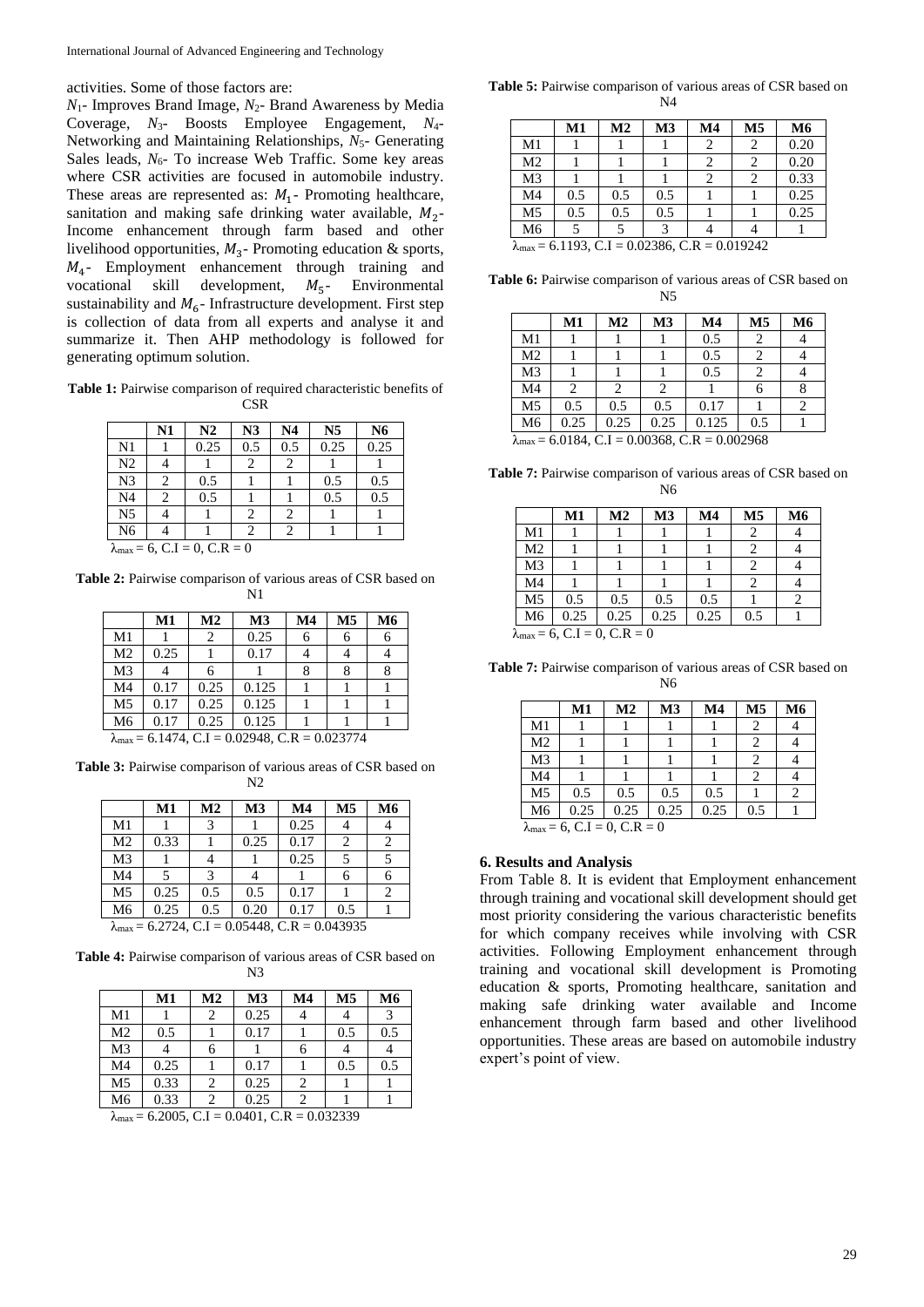activities. Some of those factors are:

$N_1$- Improves Brand Image, $N_2$- Brand Awareness by Media Coverage, $N_3$- Boosts Employee Engagement, $N_4$- Networking and Maintaining Relationships, $N_5$- Generating Sales leads, $N_6$- To increase Web Traffic. Some key areas where CSR activities are focused in automobile industry. These areas are represented as: $M_1$- Promoting healthcare, sanitation and making safe drinking water available, $M_2$- Income enhancement through farm based and other livelihood opportunities, $M_3$- Promoting education & sports, $M_4$- Employment enhancement through training and vocational skill development, $M_5$- Environmental sustainability and $M_6$- Infrastructure development. First step is collection of data from all experts and analyse it and summarize it. Then AHP methodology is followed for generating optimum solution.

**Table 1:** Pairwise comparison of required characteristic benefits of CSR

| | N1 | N2 | N3 | N4 | N5 | N6 |
|---|---|---|---|---|---|---|
| N1 | 1 | 0.25 | 0.5 | 0.5 | 0.25 | 0.25 |
| N2 | 4 | 1 | 2 | 2 | 1 | 1 |
| N3 | 2 | 0.5 | 1 | 1 | 0.5 | 0.5 |
| N4 | 2 | 0.5 | 1 | 1 | 0.5 | 0.5 |
| N5 | 4 | 1 | 2 | 2 | 1 | 1 |
| N6 | 4 | 1 | 2 | 2 | 1 | 1 |

$\lambda_{max} = 6$, C.I = 0, C.R = 0

**Table 2:** Pairwise comparison of various areas of CSR based on N1

| | M1 | M2 | M3 | M4 | M5 | M6 |
|---|---|---|---|---|---|---|
| M1 | 1 | 2 | 0.25 | 6 | 6 | 6 |
| M2 | 0.25 | 1 | 0.17 | 4 | 4 | 4 |
| M3 | 4 | 6 | 1 | 8 | 8 | 8 |
| M4 | 0.17 | 0.25 | 0.125 | 1 | 1 | 1 |
| M5 | 0.17 | 0.25 | 0.125 | 1 | 1 | 1 |
| M6 | 0.17 | 0.25 | 0.125 | 1 | 1 | 1 |

$\lambda_{max} = 6.1474$, C.I = 0.02948, C.R = 0.023774

**Table 3:** Pairwise comparison of various areas of CSR based on N2

| | M1 | M2 | M3 | M4 | M5 | M6 |
|---|---|---|---|---|---|---|
| M1 | 1 | 3 | 1 | 0.25 | 4 | 4 |
| M2 | 0.33 | 1 | 0.25 | 0.17 | 2 | 2 |
| M3 | 1 | 4 | 1 | 0.25 | 5 | 5 |
| M4 | 5 | 3 | 4 | 1 | 6 | 6 |
| M5 | 0.25 | 0.5 | 0.5 | 0.17 | 1 | 2 |
| M6 | 0.25 | 0.5 | 0.20 | 0.17 | 0.5 | 1 |

$\lambda_{max} = 6.2724$, C.I = 0.05448, C.R = 0.043935

**Table 4:** Pairwise comparison of various areas of CSR based on N3

| | M1 | M2 | M3 | M4 | M5 | M6 |
|---|---|---|---|---|---|---|
| M1 | 1 | 2 | 0.25 | 4 | 4 | 3 |
| M2 | 0.5 | 1 | 0.17 | 1 | 0.5 | 0.5 |
| M3 | 4 | 6 | 1 | 6 | 4 | 4 |
| M4 | 0.25 | 1 | 0.17 | 1 | 0.5 | 0.5 |
| M5 | 0.33 | 2 | 0.25 | 2 | 1 | 1 |
| M6 | 0.33 | 2 | 0.25 | 2 | 1 | 1 |

$\lambda_{max} = 6.2005$, C.I = 0.0401, C.R = 0.032339

**Table 5:** Pairwise comparison of various areas of CSR based on N4

| | M1 | M2 | M3 | M4 | M5 | M6 |
|---|---|---|---|---|---|---|
| M1 | 1 | 1 | 1 | 2 | 2 | 0.20 |
| M2 | 1 | 1 | 1 | 2 | 2 | 0.20 |
| M3 | 1 | 1 | 1 | 2 | 2 | 0.33 |
| M4 | 0.5 | 0.5 | 0.5 | 1 | 1 | 0.25 |
| M5 | 0.5 | 0.5 | 0.5 | 1 | 1 | 0.25 |
| M6 | 5 | 5 | 3 | 4 | 4 | 1 |

$\lambda_{max} = 6.1193$, C.I = 0.02386, C.R = 0.019242

**Table 6:** Pairwise comparison of various areas of CSR based on N5

| | M1 | M2 | M3 | M4 | M5 | M6 |
|---|---|---|---|---|---|---|
| M1 | 1 | 1 | 1 | 0.5 | 2 | 4 |
| M2 | 1 | 1 | 1 | 0.5 | 2 | 4 |
| M3 | 1 | 1 | 1 | 0.5 | 2 | 4 |
| M4 | 2 | 2 | 2 | 1 | 6 | 8 |
| M5 | 0.5 | 0.5 | 0.5 | 0.17 | 1 | 2 |
| M6 | 0.25 | 0.25 | 0.25 | 0.125 | 0.5 | 1 |

$\lambda_{max} = 6.0184$, C.I = 0.00368, C.R = 0.002968

**Table 7:** Pairwise comparison of various areas of CSR based on N6

| | M1 | M2 | M3 | M4 | M5 | M6 |
|---|---|---|---|---|---|---|
| M1 | 1 | 1 | 1 | 1 | 2 | 4 |
| M2 | 1 | 1 | 1 | 1 | 2 | 4 |
| M3 | 1 | 1 | 1 | 1 | 2 | 4 |
| M4 | 1 | 1 | 1 | 1 | 2 | 4 |
| M5 | 0.5 | 0.5 | 0.5 | 0.5 | 1 | 2 |
| M6 | 0.25 | 0.25 | 0.25 | 0.25 | 0.5 | 1 |

$\lambda_{max} = 6$, C.I = 0, C.R = 0

**Table 7:** Pairwise comparison of various areas of CSR based on N6

| | M1 | M2 | M3 | M4 | M5 | M6 |
|---|---|---|---|---|---|---|
| M1 | 1 | 1 | 1 | 1 | 2 | 4 |
| M2 | 1 | 1 | 1 | 1 | 2 | 4 |
| M3 | 1 | 1 | 1 | 1 | 2 | 4 |
| M4 | 1 | 1 | 1 | 1 | 2 | 4 |
| M5 | 0.5 | 0.5 | 0.5 | 0.5 | 1 | 2 |
| M6 | 0.25 | 0.25 | 0.25 | 0.25 | 0.5 | 1 |

$\lambda_{max} = 6$, C.I = 0, C.R = 0

## 6. Results and Analysis

From Table 8. It is evident that Employment enhancement through training and vocational skill development should get most priority considering the various characteristic benefits for which company receives while involving with CSR activities. Following Employment enhancement through training and vocational skill development is Promoting education & sports, Promoting healthcare, sanitation and making safe drinking water available and Income enhancement through farm based and other livelihood opportunities. These areas are based on automobile industry expert's point of view.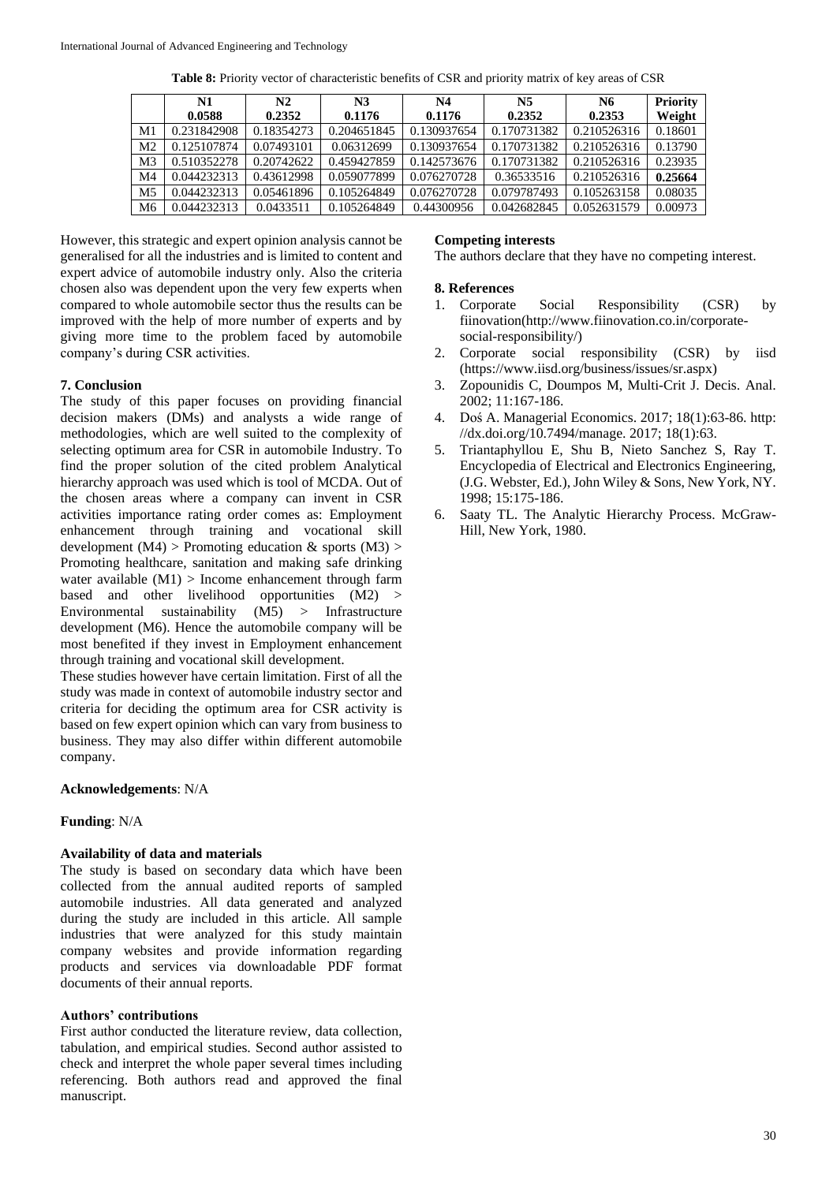**Table 8:** Priority vector of characteristic benefits of CSR and priority matrix of key areas of CSR

| | N1 0.0588 | N2 0.2352 | N3 0.1176 | N4 0.1176 | N5 0.2352 | N6 0.2353 | Priority Weight |
|---|---|---|---|---|---|---|---|
| M1 | 0.231842908 | 0.18354273 | 0.204651845 | 0.130937654 | 0.170731382 | 0.210526316 | 0.18601 |
| M2 | 0.125107874 | 0.07493101 | 0.06312699 | 0.130937654 | 0.170731382 | 0.210526316 | 0.13790 |
| M3 | 0.510352278 | 0.20742622 | 0.459427859 | 0.142573676 | 0.170731382 | 0.210526316 | 0.23935 |
| M4 | 0.044232313 | 0.43612998 | 0.059077899 | 0.076270728 | 0.36533516 | 0.210526316 | **0.25664** |
| M5 | 0.044232313 | 0.05461896 | 0.105264849 | 0.076270728 | 0.079787493 | 0.105263158 | 0.08035 |
| M6 | 0.044232313 | 0.0433511 | 0.105264849 | 0.44300956 | 0.042682845 | 0.052631579 | 0.00973 |

However, this strategic and expert opinion analysis cannot be generalised for all the industries and is limited to content and expert advice of automobile industry only. Also the criteria chosen also was dependent upon the very few experts when compared to whole automobile sector thus the results can be improved with the help of more number of experts and by giving more time to the problem faced by automobile company's during CSR activities.

## 7. Conclusion

The study of this paper focuses on providing financial decision makers (DMs) and analysts a wide range of methodologies, which are well suited to the complexity of selecting optimum area for CSR in automobile Industry. To find the proper solution of the cited problem Analytical hierarchy approach was used which is tool of MCDA. Out of the chosen areas where a company can invent in CSR activities importance rating order comes as: Employment enhancement through training and vocational skill development (M4) > Promoting education & sports (M3) > Promoting healthcare, sanitation and making safe drinking water available (M1) > Income enhancement through farm based and other livelihood opportunities (M2) > Environmental sustainability (M5) > Infrastructure development (M6). Hence the automobile company will be most benefited if they invest in Employment enhancement through training and vocational skill development.

These studies however have certain limitation. First of all the study was made in context of automobile industry sector and criteria for deciding the optimum area for CSR activity is based on few expert opinion which can vary from business to business. They may also differ within different automobile company.

**Acknowledgements**: N/A

**Funding**: N/A

**Availability of data and materials**

The study is based on secondary data which have been collected from the annual audited reports of sampled automobile industries. All data generated and analyzed during the study are included in this article. All sample industries that were analyzed for this study maintain company websites and provide information regarding products and services via downloadable PDF format documents of their annual reports.

**Authors' contributions**

First author conducted the literature review, data collection, tabulation, and empirical studies. Second author assisted to check and interpret the whole paper several times including referencing. Both authors read and approved the final manuscript.

**Competing interests**

The authors declare that they have no competing interest.

## 8. References

1. Corporate Social Responsibility (CSR) by fiinovation(http://www.fiinovation.co.in/corporate-social-responsibility/)
2. Corporate social responsibility (CSR) by iisd (https://www.iisd.org/business/issues/sr.aspx)
3. Zopounidis C, Doumpos M, Multi-Crit J. Decis. Anal. 2002; 11:167-186.
4. Doś A. Managerial Economics. 2017; 18(1):63-86. http://dx.doi.org/10.7494/manage. 2017; 18(1):63.
5. Triantaphyllou E, Shu B, Nieto Sanchez S, Ray T. Encyclopedia of Electrical and Electronics Engineering, (J.G. Webster, Ed.), John Wiley & Sons, New York, NY. 1998; 15:175-186.
6. Saaty TL. The Analytic Hierarchy Process. McGraw-Hill, New York, 1980.